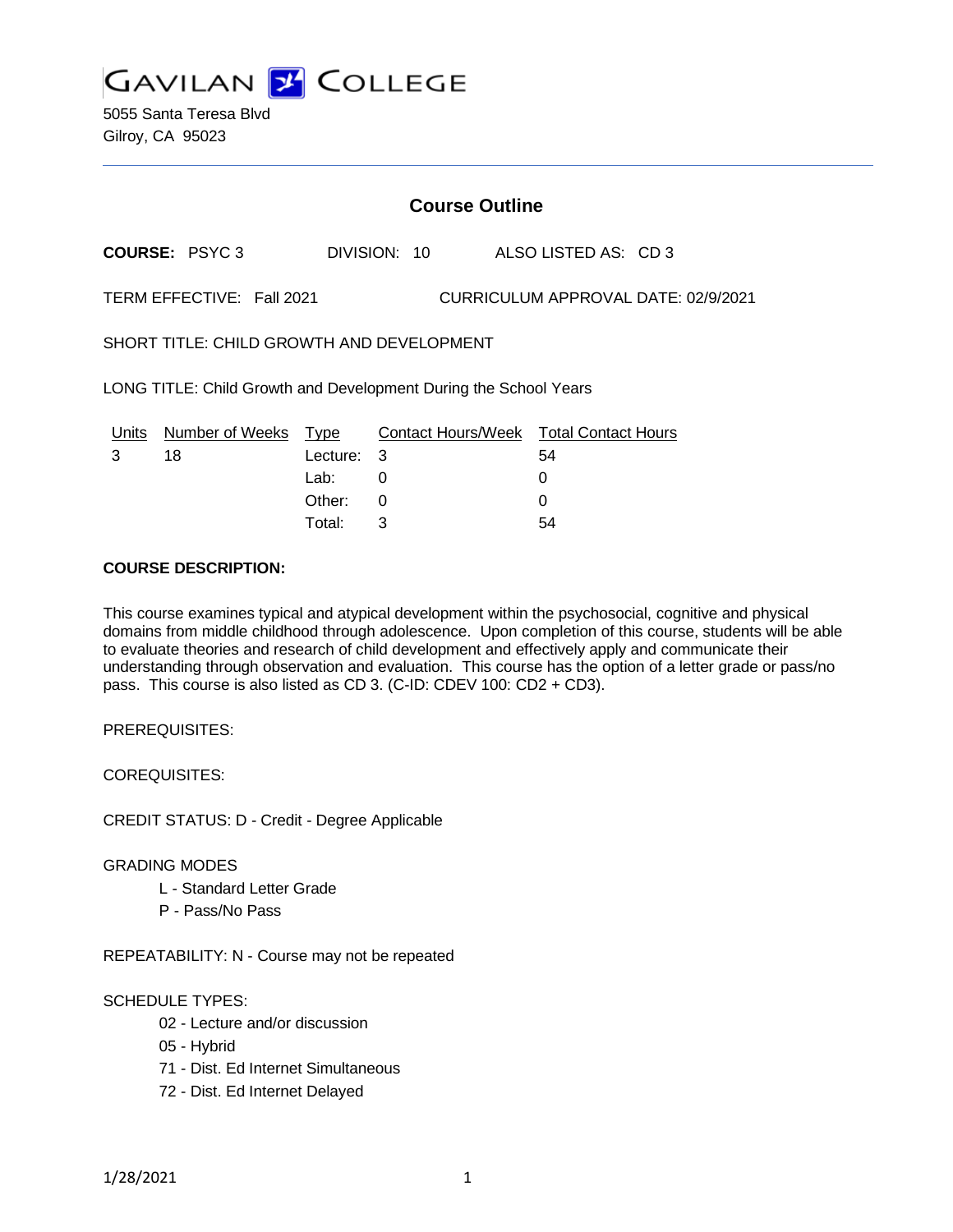# GAVILAN COLLEGE

5055 Santa Teresa Blvd
Gilroy, CA 95023

---

## Course Outline

**COURSE:** PSYC 3 DIVISION: 10 ALSO LISTED AS: CD 3

TERM EFFECTIVE: Fall 2021 CURRICULUM APPROVAL DATE: 02/9/2021

SHORT TITLE: CHILD GROWTH AND DEVELOPMENT

LONG TITLE: Child Growth and Development During the School Years

| Units | Number of Weeks | Type | Contact Hours/Week | Total Contact Hours |
|---|---|---|---|---|
| 3 | 18 | Lecture: | 3 | 54 |
| | | Lab: | 0 | 0 |
| | | Other: | 0 | 0 |
| | | Total: | 3 | 54 |

**COURSE DESCRIPTION:**

This course examines typical and atypical development within the psychosocial, cognitive and physical domains from middle childhood through adolescence. Upon completion of this course, students will be able to evaluate theories and research of child development and effectively apply and communicate their understanding through observation and evaluation. This course has the option of a letter grade or pass/no pass. This course is also listed as CD 3. (C-ID: CDEV 100: CD2 + CD3).

PREREQUISITES:

COREQUISITES:

CREDIT STATUS: D - Credit - Degree Applicable

GRADING MODES

- L - Standard Letter Grade
- P - Pass/No Pass

REPEATABILITY: N - Course may not be repeated

SCHEDULE TYPES:

- 02 - Lecture and/or discussion
- 05 - Hybrid
- 71 - Dist. Ed Internet Simultaneous
- 72 - Dist. Ed Internet Delayed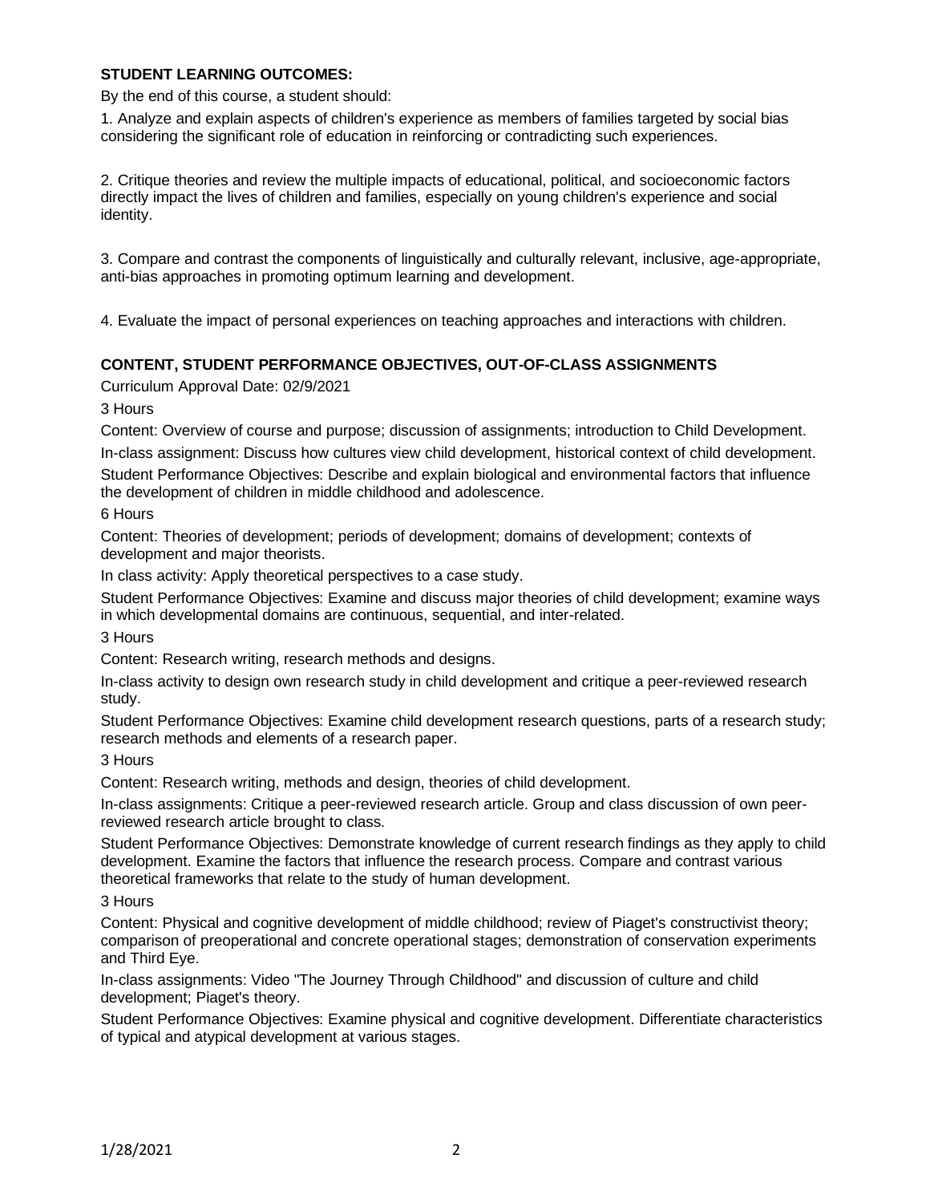**STUDENT LEARNING OUTCOMES:**

By the end of this course, a student should:

1. Analyze and explain aspects of children's experience as members of families targeted by social bias considering the significant role of education in reinforcing or contradicting such experiences.

2. Critique theories and review the multiple impacts of educational, political, and socioeconomic factors directly impact the lives of children and families, especially on young children's experience and social identity.

3. Compare and contrast the components of linguistically and culturally relevant, inclusive, age-appropriate, anti-bias approaches in promoting optimum learning and development.

4. Evaluate the impact of personal experiences on teaching approaches and interactions with children.

**CONTENT, STUDENT PERFORMANCE OBJECTIVES, OUT-OF-CLASS ASSIGNMENTS**

Curriculum Approval Date: 02/9/2021

3 Hours

Content: Overview of course and purpose; discussion of assignments; introduction to Child Development.

In-class assignment: Discuss how cultures view child development, historical context of child development.

Student Performance Objectives: Describe and explain biological and environmental factors that influence the development of children in middle childhood and adolescence.

6 Hours

Content: Theories of development; periods of development; domains of development; contexts of development and major theorists.

In class activity: Apply theoretical perspectives to a case study.

Student Performance Objectives: Examine and discuss major theories of child development; examine ways in which developmental domains are continuous, sequential, and inter-related.

3 Hours

Content: Research writing, research methods and designs.

In-class activity to design own research study in child development and critique a peer-reviewed research study.

Student Performance Objectives: Examine child development research questions, parts of a research study; research methods and elements of a research paper.

3 Hours

Content: Research writing, methods and design, theories of child development.

In-class assignments: Critique a peer-reviewed research article. Group and class discussion of own peer-reviewed research article brought to class.

Student Performance Objectives: Demonstrate knowledge of current research findings as they apply to child development. Examine the factors that influence the research process. Compare and contrast various theoretical frameworks that relate to the study of human development.

3 Hours

Content: Physical and cognitive development of middle childhood; review of Piaget's constructivist theory; comparison of preoperational and concrete operational stages; demonstration of conservation experiments and Third Eye.

In-class assignments: Video "The Journey Through Childhood" and discussion of culture and child development; Piaget's theory.

Student Performance Objectives: Examine physical and cognitive development. Differentiate characteristics of typical and atypical development at various stages.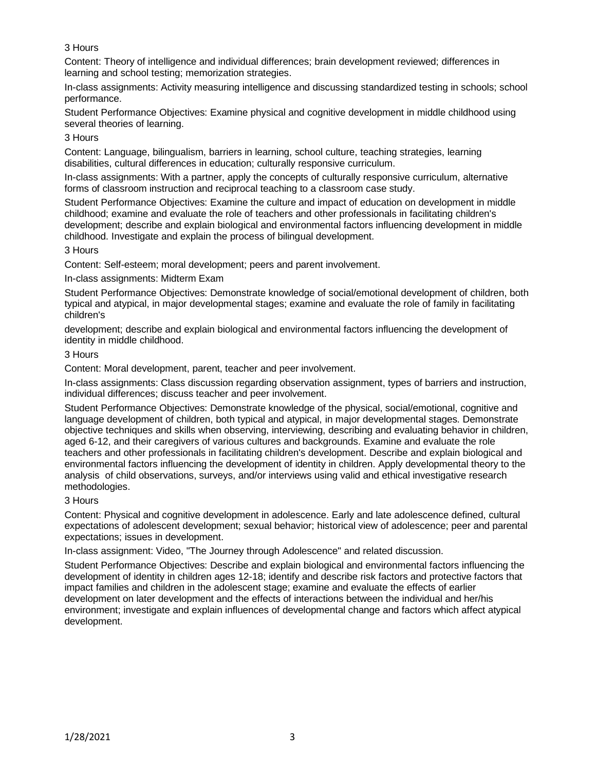3 Hours

Content: Theory of intelligence and individual differences; brain development reviewed; differences in learning and school testing; memorization strategies.

In-class assignments: Activity measuring intelligence and discussing standardized testing in schools; school performance.

Student Performance Objectives: Examine physical and cognitive development in middle childhood using several theories of learning.

3 Hours

Content: Language, bilingualism, barriers in learning, school culture, teaching strategies, learning disabilities, cultural differences in education; culturally responsive curriculum.

In-class assignments: With a partner, apply the concepts of culturally responsive curriculum, alternative forms of classroom instruction and reciprocal teaching to a classroom case study.

Student Performance Objectives: Examine the culture and impact of education on development in middle childhood; examine and evaluate the role of teachers and other professionals in facilitating children's development; describe and explain biological and environmental factors influencing development in middle childhood. Investigate and explain the process of bilingual development.

3 Hours

Content: Self-esteem; moral development; peers and parent involvement.

In-class assignments: Midterm Exam

Student Performance Objectives: Demonstrate knowledge of social/emotional development of children, both typical and atypical, in major developmental stages; examine and evaluate the role of family in facilitating children's

development; describe and explain biological and environmental factors influencing the development of identity in middle childhood.

3 Hours

Content: Moral development, parent, teacher and peer involvement.

In-class assignments: Class discussion regarding observation assignment, types of barriers and instruction, individual differences; discuss teacher and peer involvement.

Student Performance Objectives: Demonstrate knowledge of the physical, social/emotional, cognitive and language development of children, both typical and atypical, in major developmental stages. Demonstrate objective techniques and skills when observing, interviewing, describing and evaluating behavior in children, aged 6-12, and their caregivers of various cultures and backgrounds. Examine and evaluate the role teachers and other professionals in facilitating children's development. Describe and explain biological and environmental factors influencing the development of identity in children. Apply developmental theory to the analysis of child observations, surveys, and/or interviews using valid and ethical investigative research methodologies.

3 Hours

Content: Physical and cognitive development in adolescence. Early and late adolescence defined, cultural expectations of adolescent development; sexual behavior; historical view of adolescence; peer and parental expectations; issues in development.

In-class assignment: Video, "The Journey through Adolescence" and related discussion.

Student Performance Objectives: Describe and explain biological and environmental factors influencing the development of identity in children ages 12-18; identify and describe risk factors and protective factors that impact families and children in the adolescent stage; examine and evaluate the effects of earlier development on later development and the effects of interactions between the individual and her/his environment; investigate and explain influences of developmental change and factors which affect atypical development.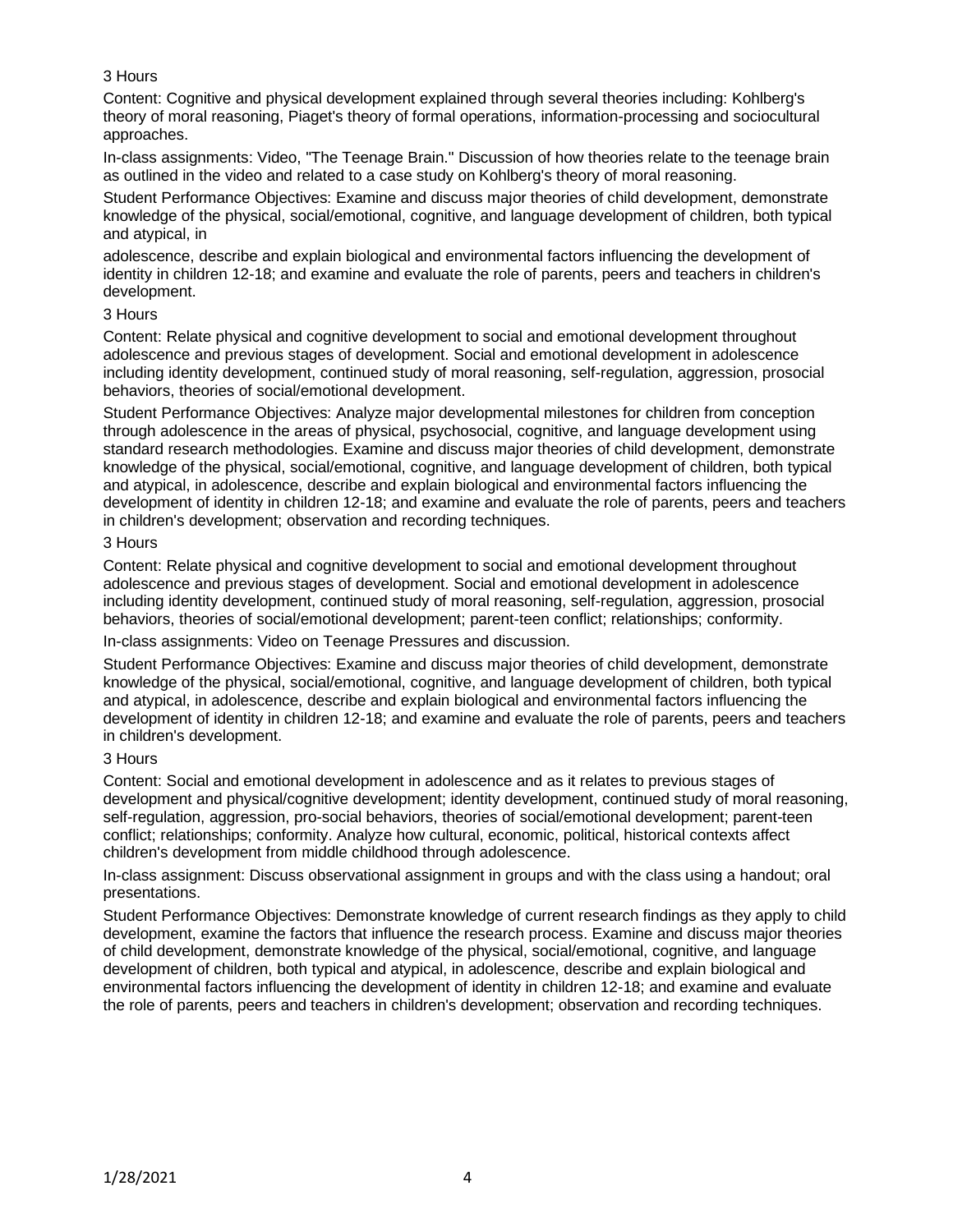3 Hours

Content: Cognitive and physical development explained through several theories including: Kohlberg's theory of moral reasoning, Piaget's theory of formal operations, information-processing and sociocultural approaches.

In-class assignments: Video, "The Teenage Brain." Discussion of how theories relate to the teenage brain as outlined in the video and related to a case study on Kohlberg's theory of moral reasoning.

Student Performance Objectives: Examine and discuss major theories of child development, demonstrate knowledge of the physical, social/emotional, cognitive, and language development of children, both typical and atypical, in adolescence, describe and explain biological and environmental factors influencing the development of identity in children 12-18; and examine and evaluate the role of parents, peers and teachers in children's development.

3 Hours

Content: Relate physical and cognitive development to social and emotional development throughout adolescence and previous stages of development. Social and emotional development in adolescence including identity development, continued study of moral reasoning, self-regulation, aggression, prosocial behaviors, theories of social/emotional development.

Student Performance Objectives: Analyze major developmental milestones for children from conception through adolescence in the areas of physical, psychosocial, cognitive, and language development using standard research methodologies. Examine and discuss major theories of child development, demonstrate knowledge of the physical, social/emotional, cognitive, and language development of children, both typical and atypical, in adolescence, describe and explain biological and environmental factors influencing the development of identity in children 12-18; and examine and evaluate the role of parents, peers and teachers in children's development; observation and recording techniques.

3 Hours

Content: Relate physical and cognitive development to social and emotional development throughout adolescence and previous stages of development. Social and emotional development in adolescence including identity development, continued study of moral reasoning, self-regulation, aggression, prosocial behaviors, theories of social/emotional development; parent-teen conflict; relationships; conformity.

In-class assignments: Video on Teenage Pressures and discussion.

Student Performance Objectives: Examine and discuss major theories of child development, demonstrate knowledge of the physical, social/emotional, cognitive, and language development of children, both typical and atypical, in adolescence, describe and explain biological and environmental factors influencing the development of identity in children 12-18; and examine and evaluate the role of parents, peers and teachers in children's development.

3 Hours

Content: Social and emotional development in adolescence and as it relates to previous stages of development and physical/cognitive development; identity development, continued study of moral reasoning, self-regulation, aggression, pro-social behaviors, theories of social/emotional development; parent-teen conflict; relationships; conformity. Analyze how cultural, economic, political, historical contexts affect children's development from middle childhood through adolescence.

In-class assignment: Discuss observational assignment in groups and with the class using a handout; oral presentations.

Student Performance Objectives: Demonstrate knowledge of current research findings as they apply to child development, examine the factors that influence the research process. Examine and discuss major theories of child development, demonstrate knowledge of the physical, social/emotional, cognitive, and language development of children, both typical and atypical, in adolescence, describe and explain biological and environmental factors influencing the development of identity in children 12-18; and examine and evaluate the role of parents, peers and teachers in children's development; observation and recording techniques.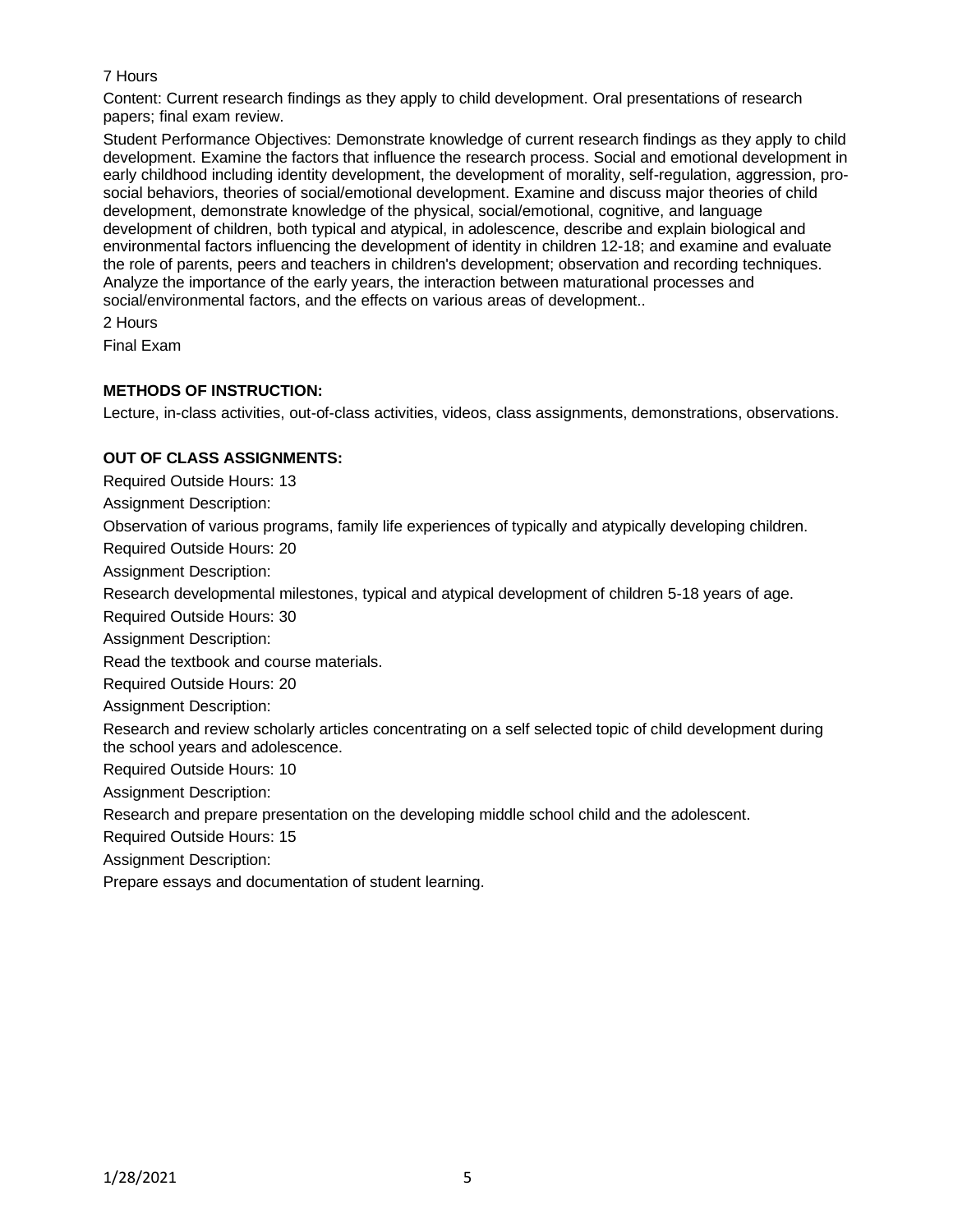7 Hours

Content: Current research findings as they apply to child development. Oral presentations of research papers; final exam review.

Student Performance Objectives: Demonstrate knowledge of current research findings as they apply to child development. Examine the factors that influence the research process. Social and emotional development in early childhood including identity development, the development of morality, self-regulation, aggression, pro-social behaviors, theories of social/emotional development. Examine and discuss major theories of child development, demonstrate knowledge of the physical, social/emotional, cognitive, and language development of children, both typical and atypical, in adolescence, describe and explain biological and environmental factors influencing the development of identity in children 12-18; and examine and evaluate the role of parents, peers and teachers in children's development; observation and recording techniques. Analyze the importance of the early years, the interaction between maturational processes and social/environmental factors, and the effects on various areas of development..

2 Hours

Final Exam

**METHODS OF INSTRUCTION:**

Lecture, in-class activities, out-of-class activities, videos, class assignments, demonstrations, observations.

**OUT OF CLASS ASSIGNMENTS:**

Required Outside Hours: 13

Assignment Description:

Observation of various programs, family life experiences of typically and atypically developing children.

Required Outside Hours: 20

Assignment Description:

Research developmental milestones, typical and atypical development of children 5-18 years of age.

Required Outside Hours: 30

Assignment Description:

Read the textbook and course materials.

Required Outside Hours: 20

Assignment Description:

Research and review scholarly articles concentrating on a self selected topic of child development during the school years and adolescence.

Required Outside Hours: 10

Assignment Description:

Research and prepare presentation on the developing middle school child and the adolescent.

Required Outside Hours: 15

Assignment Description:

Prepare essays and documentation of student learning.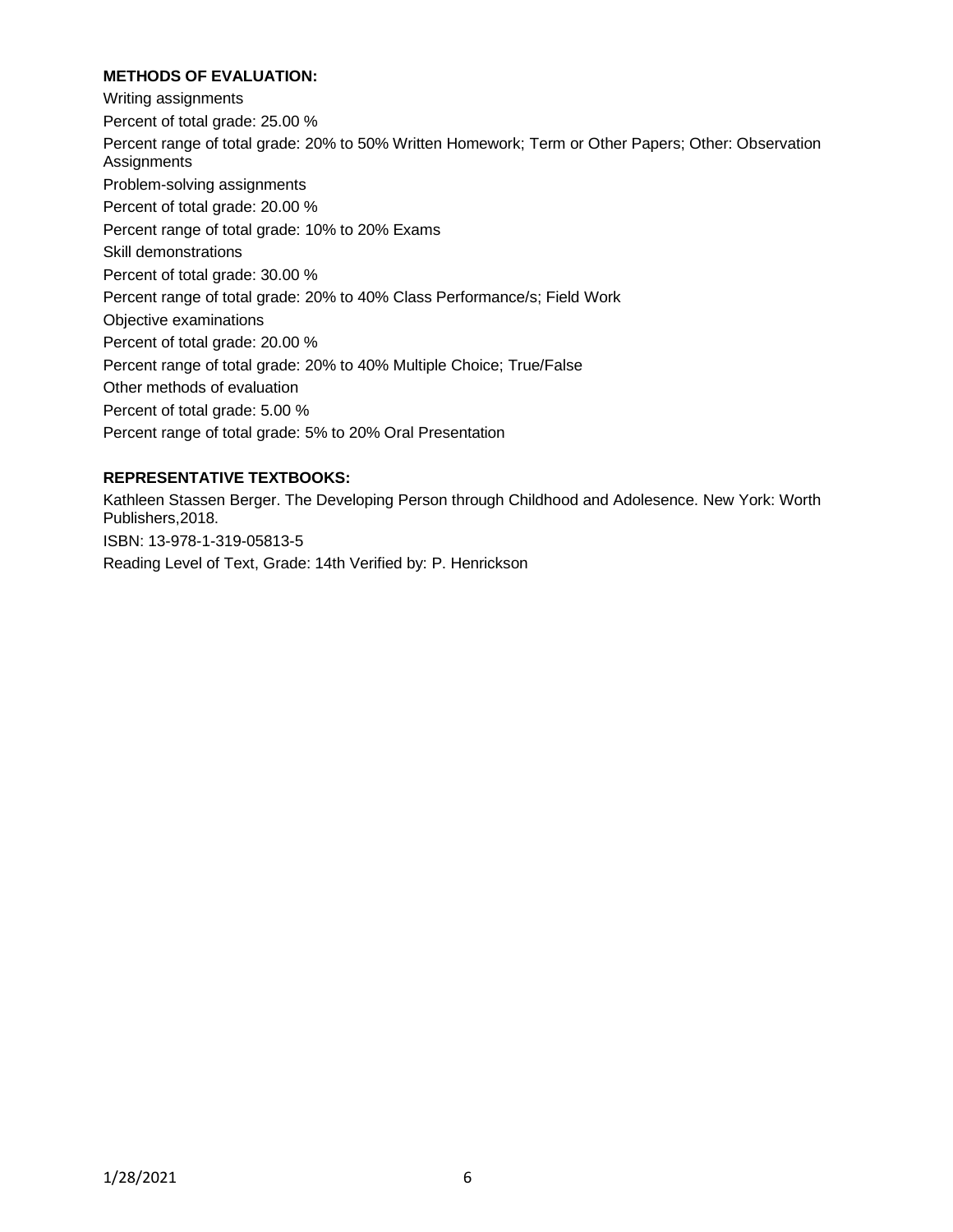**METHODS OF EVALUATION:**

Writing assignments

Percent of total grade: 25.00 %

Percent range of total grade: 20% to 50% Written Homework; Term or Other Papers; Other: Observation Assignments

Problem-solving assignments

Percent of total grade: 20.00 %

Percent range of total grade: 10% to 20% Exams

Skill demonstrations

Percent of total grade: 30.00 %

Percent range of total grade: 20% to 40% Class Performance/s; Field Work

Objective examinations

Percent of total grade: 20.00 %

Percent range of total grade: 20% to 40% Multiple Choice; True/False

Other methods of evaluation

Percent of total grade: 5.00 %

Percent range of total grade: 5% to 20% Oral Presentation

**REPRESENTATIVE TEXTBOOKS:**

Kathleen Stassen Berger. The Developing Person through Childhood and Adolesence. New York: Worth Publishers,2018.

ISBN: 13-978-1-319-05813-5

Reading Level of Text, Grade: 14th Verified by: P. Henrickson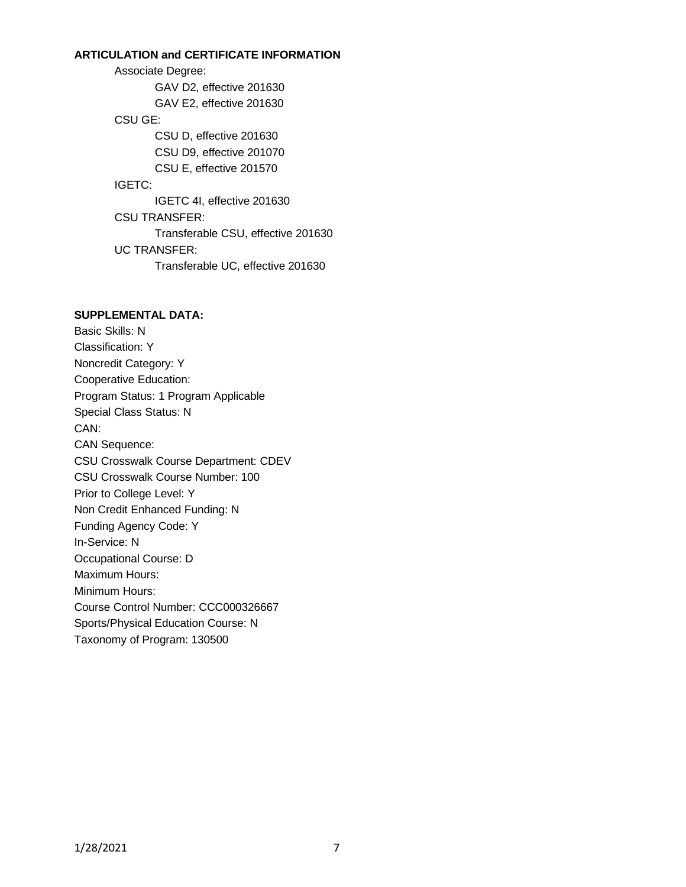**ARTICULATION and CERTIFICATE INFORMATION**

Associate Degree:

- GAV D2, effective 201630
- GAV E2, effective 201630

CSU GE:

- CSU D, effective 201630
- CSU D9, effective 201070
- CSU E, effective 201570

IGETC:

- IGETC 4I, effective 201630

CSU TRANSFER:

- Transferable CSU, effective 201630

UC TRANSFER:

- Transferable UC, effective 201630

**SUPPLEMENTAL DATA:**

Basic Skills: N
Classification: Y
Noncredit Category: Y
Cooperative Education:
Program Status: 1 Program Applicable
Special Class Status: N
CAN:
CAN Sequence:
CSU Crosswalk Course Department: CDEV
CSU Crosswalk Course Number: 100
Prior to College Level: Y
Non Credit Enhanced Funding: N
Funding Agency Code: Y
In-Service: N
Occupational Course: D
Maximum Hours:
Minimum Hours:
Course Control Number: CCC000326667
Sports/Physical Education Course: N
Taxonomy of Program: 130500